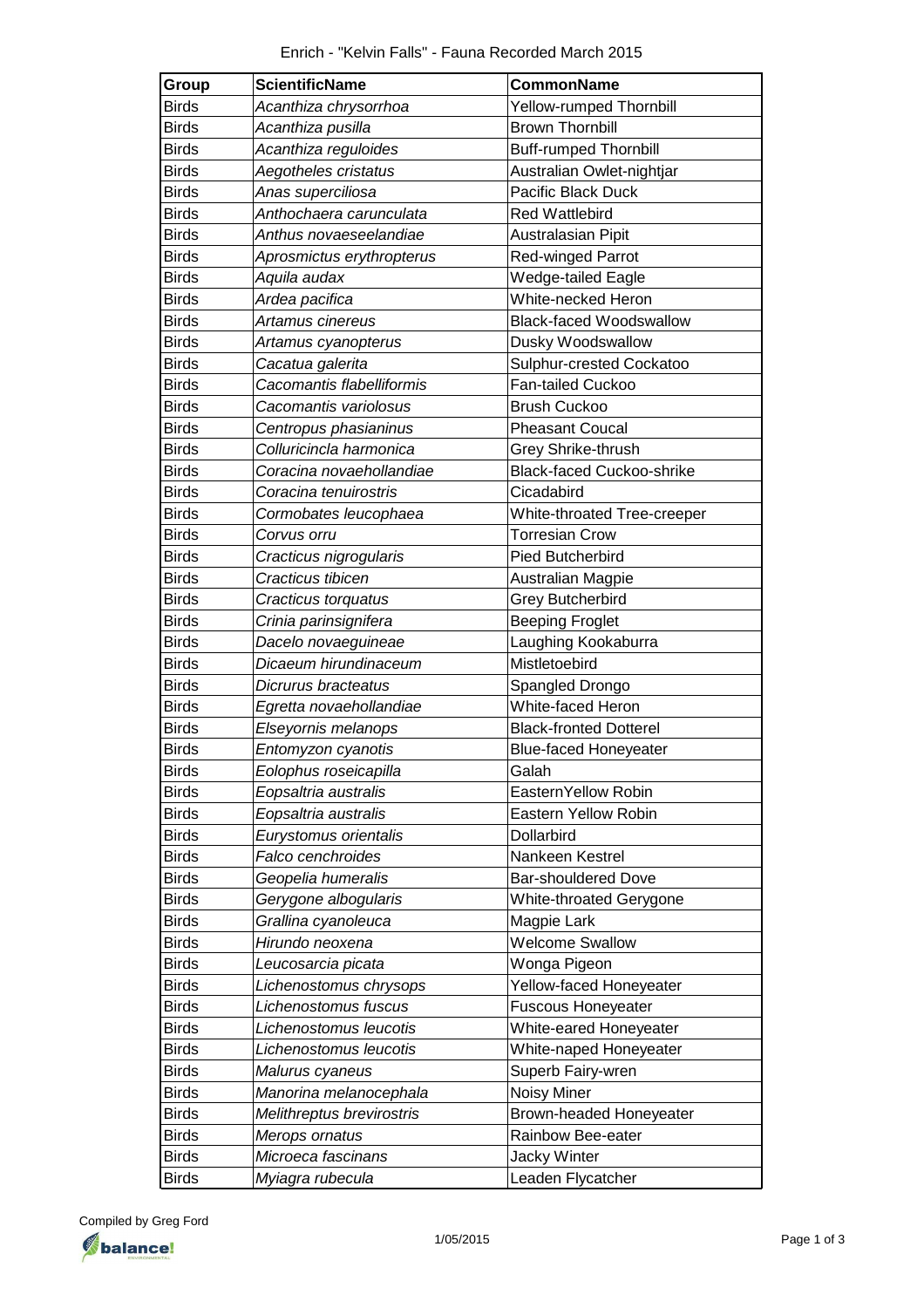# Enrich - "Kelvin Falls" - Fauna Recorded March 2015

| Group | ScientificName | CommonName |
|---|---|---|
| Birds | *Acanthiza chrysorrhoa* | Yellow-rumped Thornbill |
| Birds | *Acanthiza pusilla* | Brown Thornbill |
| Birds | *Acanthiza reguloides* | Buff-rumped Thornbill |
| Birds | *Aegotheles cristatus* | Australian Owlet-nightjar |
| Birds | *Anas superciliosa* | Pacific Black Duck |
| Birds | *Anthochaera carunculata* | Red Wattlebird |
| Birds | *Anthus novaeseelandiae* | Australasian Pipit |
| Birds | *Aprosmictus erythropterus* | Red-winged Parrot |
| Birds | *Aquila audax* | Wedge-tailed Eagle |
| Birds | *Ardea pacifica* | White-necked Heron |
| Birds | *Artamus cinereus* | Black-faced Woodswallow |
| Birds | *Artamus cyanopterus* | Dusky Woodswallow |
| Birds | *Cacatua galerita* | Sulphur-crested Cockatoo |
| Birds | *Cacomantis flabelliformis* | Fan-tailed Cuckoo |
| Birds | *Cacomantis variolosus* | Brush Cuckoo |
| Birds | *Centropus phasianinus* | Pheasant Coucal |
| Birds | *Colluricincla harmonica* | Grey Shrike-thrush |
| Birds | *Coracina novaehollandiae* | Black-faced Cuckoo-shrike |
| Birds | *Coracina tenuirostris* | Cicadabird |
| Birds | *Cormobates leucophaea* | White-throated Tree-creeper |
| Birds | *Corvus orru* | Torresian Crow |
| Birds | *Cracticus nigrogularis* | Pied Butcherbird |
| Birds | *Cracticus tibicen* | Australian Magpie |
| Birds | *Cracticus torquatus* | Grey Butcherbird |
| Birds | *Crinia parinsignifera* | Beeping Froglet |
| Birds | *Dacelo novaeguineae* | Laughing Kookaburra |
| Birds | *Dicaeum hirundinaceum* | Mistletoebird |
| Birds | *Dicrurus bracteatus* | Spangled Drongo |
| Birds | *Egretta novaehollandiae* | White-faced Heron |
| Birds | *Elseyornis melanops* | Black-fronted Dotterel |
| Birds | *Entomyzon cyanotis* | Blue-faced Honeyeater |
| Birds | *Eolophus roseicapilla* | Galah |
| Birds | *Eopsaltria australis* | EasternYellow Robin |
| Birds | *Eopsaltria australis* | Eastern Yellow Robin |
| Birds | *Eurystomus orientalis* | Dollarbird |
| Birds | *Falco cenchroides* | Nankeen Kestrel |
| Birds | *Geopelia humeralis* | Bar-shouldered Dove |
| Birds | *Gerygone albogularis* | White-throated Gerygone |
| Birds | *Grallina cyanoleuca* | Magpie Lark |
| Birds | *Hirundo neoxena* | Welcome Swallow |
| Birds | *Leucosarcia picata* | Wonga Pigeon |
| Birds | *Lichenostomus chrysops* | Yellow-faced Honeyeater |
| Birds | *Lichenostomus fuscus* | Fuscous Honeyeater |
| Birds | *Lichenostomus leucotis* | White-eared Honeyeater |
| Birds | *Lichenostomus leucotis* | White-naped Honeyeater |
| Birds | *Malurus cyaneus* | Superb Fairy-wren |
| Birds | *Manorina melanocephala* | Noisy Miner |
| Birds | *Melithreptus brevirostris* | Brown-headed Honeyeater |
| Birds | *Merops ornatus* | Rainbow Bee-eater |
| Birds | *Microeca fascinans* | Jacky Winter |
| Birds | *Myiagra rubecula* | Leaden Flycatcher |

Compiled by Greg Ford

1/05/2015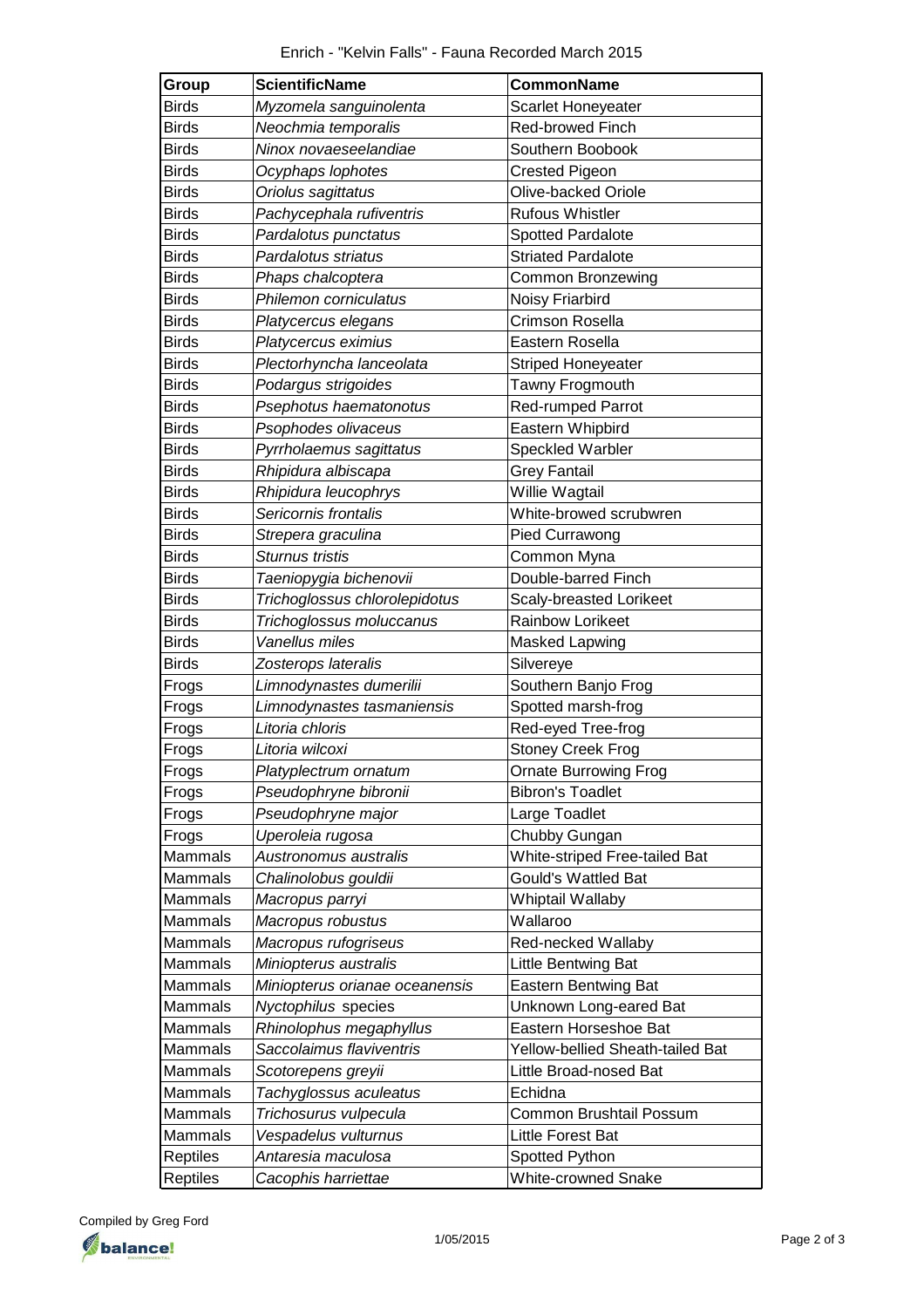Enrich - "Kelvin Falls" - Fauna Recorded March 2015

| Group | ScientificName | CommonName |
|---|---|---|
| Birds | *Myzomela sanguinolenta* | Scarlet Honeyeater |
| Birds | *Neochmia temporalis* | Red-browed Finch |
| Birds | *Ninox novaeseelandiae* | Southern Boobook |
| Birds | *Ocyphaps lophotes* | Crested Pigeon |
| Birds | *Oriolus sagittatus* | Olive-backed Oriole |
| Birds | *Pachycephala rufiventris* | Rufous Whistler |
| Birds | *Pardalotus punctatus* | Spotted Pardalote |
| Birds | *Pardalotus striatus* | Striated Pardalote |
| Birds | *Phaps chalcoptera* | Common Bronzewing |
| Birds | *Philemon corniculatus* | Noisy Friarbird |
| Birds | *Platycercus elegans* | Crimson Rosella |
| Birds | *Platycercus eximius* | Eastern Rosella |
| Birds | *Plectorhyncha lanceolata* | Striped Honeyeater |
| Birds | *Podargus strigoides* | Tawny Frogmouth |
| Birds | *Psephotus haematonotus* | Red-rumped Parrot |
| Birds | *Psophodes olivaceus* | Eastern Whipbird |
| Birds | *Pyrrholaemus sagittatus* | Speckled Warbler |
| Birds | *Rhipidura albiscapa* | Grey Fantail |
| Birds | *Rhipidura leucophrys* | Willie Wagtail |
| Birds | *Sericornis frontalis* | White-browed scrubwren |
| Birds | *Strepera graculina* | Pied Currawong |
| Birds | *Sturnus tristis* | Common Myna |
| Birds | *Taeniopygia bichenovii* | Double-barred Finch |
| Birds | *Trichoglossus chlorolepidotus* | Scaly-breasted Lorikeet |
| Birds | *Trichoglossus moluccanus* | Rainbow Lorikeet |
| Birds | *Vanellus miles* | Masked Lapwing |
| Birds | *Zosterops lateralis* | Silvereye |
| Frogs | *Limnodynastes dumerilii* | Southern Banjo Frog |
| Frogs | *Limnodynastes tasmaniensis* | Spotted marsh-frog |
| Frogs | *Litoria chloris* | Red-eyed Tree-frog |
| Frogs | *Litoria wilcoxi* | Stoney Creek Frog |
| Frogs | *Platyplectrum ornatum* | Ornate Burrowing Frog |
| Frogs | *Pseudophryne bibronii* | Bibron's Toadlet |
| Frogs | *Pseudophryne major* | Large Toadlet |
| Frogs | *Uperoleia rugosa* | Chubby Gungan |
| Mammals | *Austronomus australis* | White-striped Free-tailed Bat |
| Mammals | *Chalinolobus gouldii* | Gould's Wattled Bat |
| Mammals | *Macropus parryi* | Whiptail Wallaby |
| Mammals | *Macropus robustus* | Wallaroo |
| Mammals | *Macropus rufogriseus* | Red-necked Wallaby |
| Mammals | *Miniopterus australis* | Little Bentwing Bat |
| Mammals | *Miniopterus orianae oceanensis* | Eastern Bentwing Bat |
| Mammals | *Nyctophilus* species | Unknown Long-eared Bat |
| Mammals | *Rhinolophus megaphyllus* | Eastern Horseshoe Bat |
| Mammals | *Saccolaimus flaviventris* | Yellow-bellied Sheath-tailed Bat |
| Mammals | *Scotorepens greyii* | Little Broad-nosed Bat |
| Mammals | *Tachyglossus aculeatus* | Echidna |
| Mammals | *Trichosurus vulpecula* | Common Brushtail Possum |
| Mammals | *Vespadelus vulturnus* | Little Forest Bat |
| Reptiles | *Antaresia maculosa* | Spotted Python |
| Reptiles | *Cacophis harriettae* | White-crowned Snake |

Compiled by Greg Ford

1/05/2015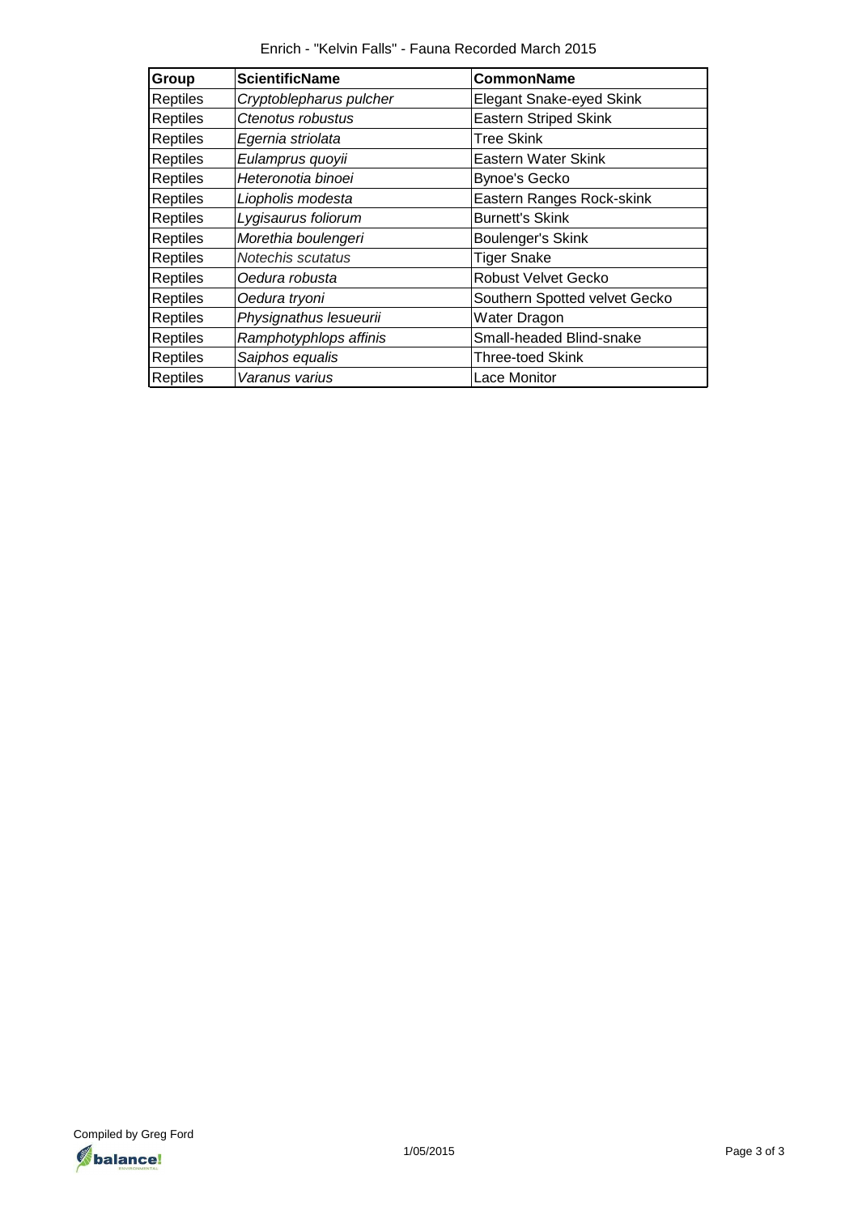Enrich - "Kelvin Falls" - Fauna Recorded March 2015

| Group | ScientificName | CommonName |
| --- | --- | --- |
| Reptiles | *Cryptoblepharus pulcher* | Elegant Snake-eyed Skink |
| Reptiles | *Ctenotus robustus* | Eastern Striped Skink |
| Reptiles | *Egernia striolata* | Tree Skink |
| Reptiles | *Eulamprus quoyii* | Eastern Water Skink |
| Reptiles | *Heteronotia binoei* | Bynoe's Gecko |
| Reptiles | *Liopholis modesta* | Eastern Ranges Rock-skink |
| Reptiles | *Lygisaurus foliorum* | Burnett's Skink |
| Reptiles | *Morethia boulengeri* | Boulenger's Skink |
| Reptiles | *Notechis scutatus* | Tiger Snake |
| Reptiles | *Oedura robusta* | Robust Velvet Gecko |
| Reptiles | *Oedura tryoni* | Southern Spotted velvet Gecko |
| Reptiles | *Physignathus lesueurii* | Water Dragon |
| Reptiles | *Ramphotyphlops affinis* | Small-headed Blind-snake |
| Reptiles | *Saiphos equalis* | Three-toed Skink |
| Reptiles | *Varanus varius* | Lace Monitor |

Compiled by Greg Ford

balance! ENVIRONMENTAL

1/05/2015